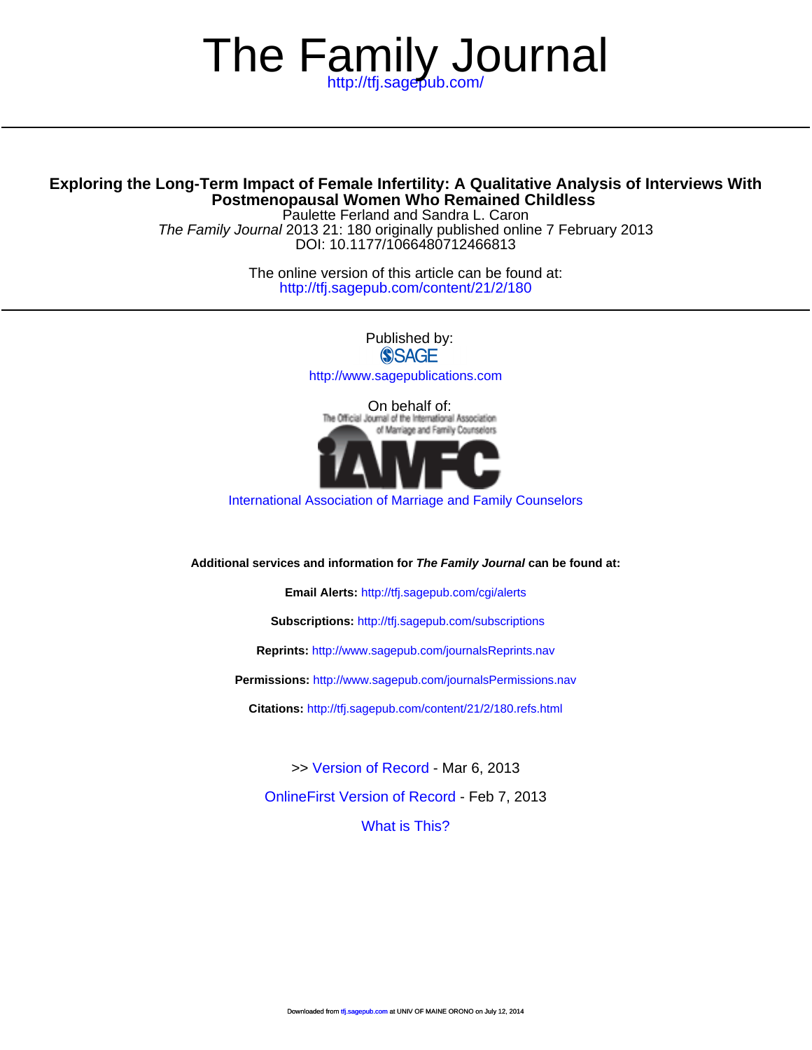# The Family Journal

http://tfj.sagepub.com/

## Exploring the Long-Term Impact of Female Infertility: A Qualitative Analysis of Interviews With Postmenopausal Women Who Remained Childless

Paulette Ferland and Sandra L. Caron

*The Family Journal* 2013 21: 180 originally published online 7 February 2013

DOI: 10.1177/1066480712466813

The online version of this article can be found at:
http://tfj.sagepub.com/content/21/2/180

Published by:

SAGE

http://www.sagepublications.com

On behalf of:

The Official Journal of the International Association of Marriage and Family Counselors

IAMFC

International Association of Marriage and Family Counselors

**Additional services and information for *The Family Journal* can be found at:**

**Email Alerts:** http://tfj.sagepub.com/cgi/alerts

**Subscriptions:** http://tfj.sagepub.com/subscriptions

**Reprints:** http://www.sagepub.com/journalsReprints.nav

**Permissions:** http://www.sagepub.com/journalsPermissions.nav

**Citations:** http://tfj.sagepub.com/content/21/2/180.refs.html

>> Version of Record - Mar 6, 2013

OnlineFirst Version of Record - Feb 7, 2013

What is This?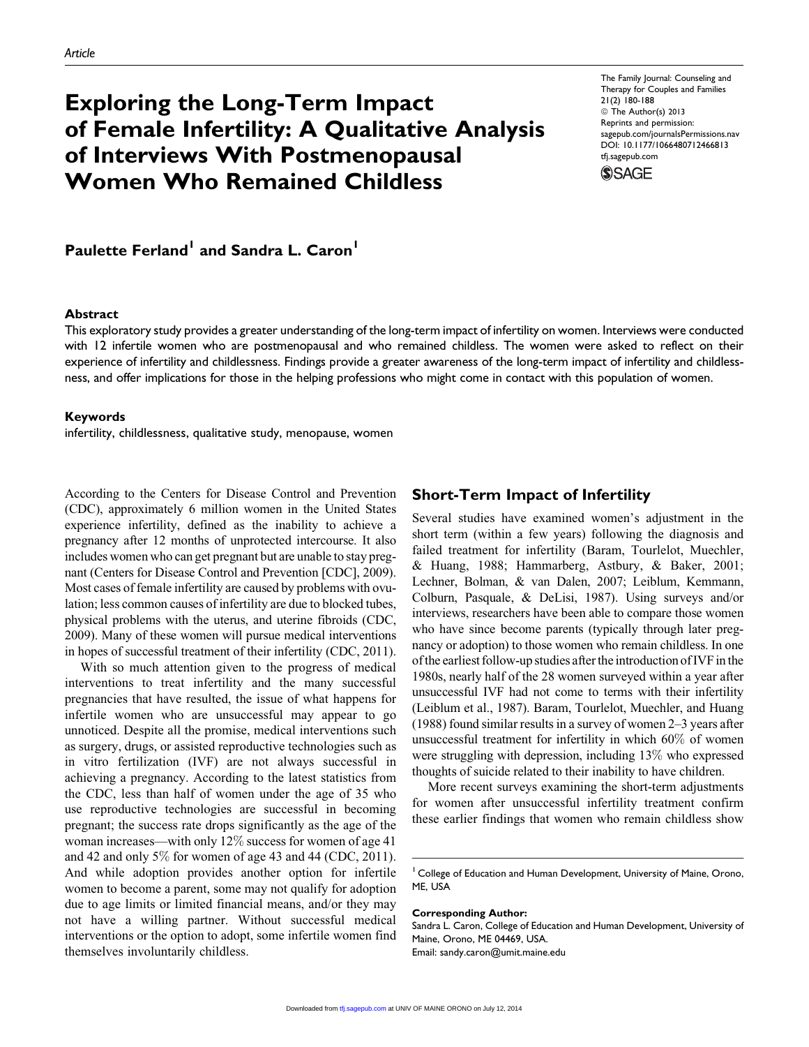*Article*

# Exploring the Long-Term Impact of Female Infertility: A Qualitative Analysis of Interviews With Postmenopausal Women Who Remained Childless

The Family Journal: Counseling and Therapy for Couples and Families
21(2) 180-188
© The Author(s) 2013
Reprints and permission: sagepub.com/journalsPermissions.nav
DOI: 10.1177/1066480712466813
tfj.sagepub.com

**Paulette Ferland[1] and Sandra L. Caron[1]**

## Abstract

This exploratory study provides a greater understanding of the long-term impact of infertility on women. Interviews were conducted with 12 infertile women who are postmenopausal and who remained childless. The women were asked to reflect on their experience of infertility and childlessness. Findings provide a greater awareness of the long-term impact of infertility and childlessness, and offer implications for those in the helping professions who might come in contact with this population of women.

## Keywords

infertility, childlessness, qualitative study, menopause, women

According to the Centers for Disease Control and Prevention (CDC), approximately 6 million women in the United States experience infertility, defined as the inability to achieve a pregnancy after 12 months of unprotected intercourse. It also includes women who can get pregnant but are unable to stay pregnant (Centers for Disease Control and Prevention [CDC], 2009). Most cases of female infertility are caused by problems with ovulation; less common causes of infertility are due to blocked tubes, physical problems with the uterus, and uterine fibroids (CDC, 2009). Many of these women will pursue medical interventions in hopes of successful treatment of their infertility (CDC, 2011).

With so much attention given to the progress of medical interventions to treat infertility and the many successful pregnancies that have resulted, the issue of what happens for infertile women who are unsuccessful may appear to go unnoticed. Despite all the promise, medical interventions such as surgery, drugs, or assisted reproductive technologies such as in vitro fertilization (IVF) are not always successful in achieving a pregnancy. According to the latest statistics from the CDC, less than half of women under the age of 35 who use reproductive technologies are successful in becoming pregnant; the success rate drops significantly as the age of the woman increases—with only 12% success for women of age 41 and 42 and only 5% for women of age 43 and 44 (CDC, 2011). And while adoption provides another option for infertile women to become a parent, some may not qualify for adoption due to age limits or limited financial means, and/or they may not have a willing partner. Without successful medical interventions or the option to adopt, some infertile women find themselves involuntarily childless.

## Short-Term Impact of Infertility

Several studies have examined women's adjustment in the short term (within a few years) following the diagnosis and failed treatment for infertility (Baram, Tourlelot, Muechler, & Huang, 1988; Hammarberg, Astbury, & Baker, 2001; Lechner, Bolman, & van Dalen, 2007; Leiblum, Kemmann, Colburn, Pasquale, & DeLisi, 1987). Using surveys and/or interviews, researchers have been able to compare those women who have since become parents (typically through later pregnancy or adoption) to those women who remain childless. In one of the earliest follow-up studies after the introduction of IVF in the 1980s, nearly half of the 28 women surveyed within a year after unsuccessful IVF had not come to terms with their infertility (Leiblum et al., 1987). Baram, Tourlelot, Muechler, and Huang (1988) found similar results in a survey of women 2–3 years after unsuccessful treatment for infertility in which 60% of women were struggling with depression, including 13% who expressed thoughts of suicide related to their inability to have children.

More recent surveys examining the short-term adjustments for women after unsuccessful infertility treatment confirm these earlier findings that women who remain childless show

[1] College of Education and Human Development, University of Maine, Orono, ME, USA

**Corresponding Author:**
Sandra L. Caron, College of Education and Human Development, University of Maine, Orono, ME 04469, USA.
Email: sandy.caron@umit.maine.edu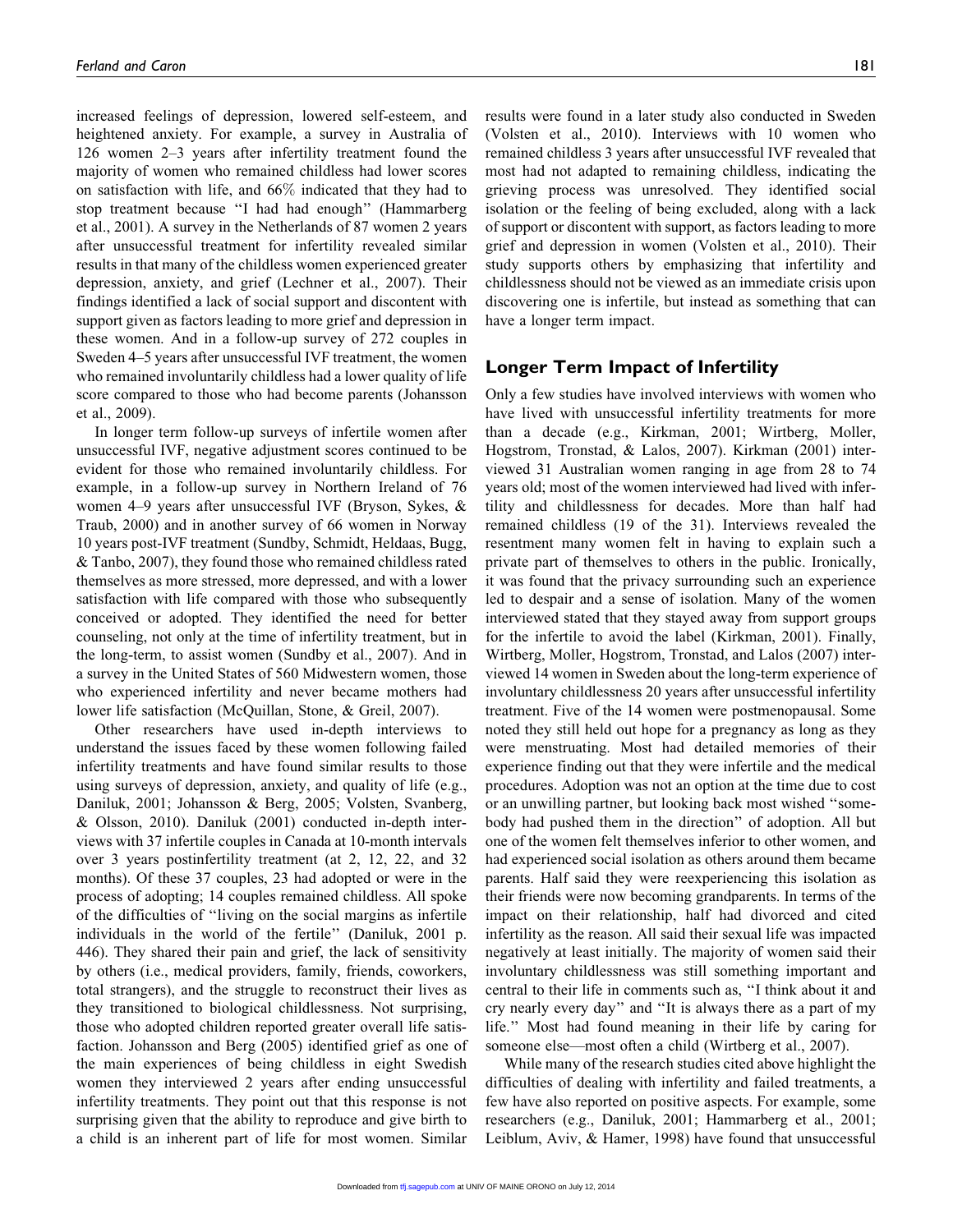increased feelings of depression, lowered self-esteem, and heightened anxiety. For example, a survey in Australia of 126 women 2–3 years after infertility treatment found the majority of women who remained childless had lower scores on satisfaction with life, and 66% indicated that they had to stop treatment because "I had had enough" (Hammarberg et al., 2001). A survey in the Netherlands of 87 women 2 years after unsuccessful treatment for infertility revealed similar results in that many of the childless women experienced greater depression, anxiety, and grief (Lechner et al., 2007). Their findings identified a lack of social support and discontent with support given as factors leading to more grief and depression in these women. And in a follow-up survey of 272 couples in Sweden 4–5 years after unsuccessful IVF treatment, the women who remained involuntarily childless had a lower quality of life score compared to those who had become parents (Johansson et al., 2009).

In longer term follow-up surveys of infertile women after unsuccessful IVF, negative adjustment scores continued to be evident for those who remained involuntarily childless. For example, in a follow-up survey in Northern Ireland of 76 women 4–9 years after unsuccessful IVF (Bryson, Sykes, & Traub, 2000) and in another survey of 66 women in Norway 10 years post-IVF treatment (Sundby, Schmidt, Heldaas, Bugg, & Tanbo, 2007), they found those who remained childless rated themselves as more stressed, more depressed, and with a lower satisfaction with life compared with those who subsequently conceived or adopted. They identified the need for better counseling, not only at the time of infertility treatment, but in the long-term, to assist women (Sundby et al., 2007). And in a survey in the United States of 560 Midwestern women, those who experienced infertility and never became mothers had lower life satisfaction (McQuillan, Stone, & Greil, 2007).

Other researchers have used in-depth interviews to understand the issues faced by these women following failed infertility treatments and have found similar results to those using surveys of depression, anxiety, and quality of life (e.g., Daniluk, 2001; Johansson & Berg, 2005; Volsten, Svanberg, & Olsson, 2010). Daniluk (2001) conducted in-depth interviews with 37 infertile couples in Canada at 10-month intervals over 3 years postinfertility treatment (at 2, 12, 22, and 32 months). Of these 37 couples, 23 had adopted or were in the process of adopting; 14 couples remained childless. All spoke of the difficulties of "living on the social margins as infertile individuals in the world of the fertile" (Daniluk, 2001 p. 446). They shared their pain and grief, the lack of sensitivity by others (i.e., medical providers, family, friends, coworkers, total strangers), and the struggle to reconstruct their lives as they transitioned to biological childlessness. Not surprising, those who adopted children reported greater overall life satisfaction. Johansson and Berg (2005) identified grief as one of the main experiences of being childless in eight Swedish women they interviewed 2 years after ending unsuccessful infertility treatments. They point out that this response is not surprising given that the ability to reproduce and give birth to a child is an inherent part of life for most women. Similar results were found in a later study also conducted in Sweden (Volsten et al., 2010). Interviews with 10 women who remained childless 3 years after unsuccessful IVF revealed that most had not adapted to remaining childless, indicating the grieving process was unresolved. They identified social isolation or the feeling of being excluded, along with a lack of support or discontent with support, as factors leading to more grief and depression in women (Volsten et al., 2010). Their study supports others by emphasizing that infertility and childlessness should not be viewed as an immediate crisis upon discovering one is infertile, but instead as something that can have a longer term impact.

## Longer Term Impact of Infertility

Only a few studies have involved interviews with women who have lived with unsuccessful infertility treatments for more than a decade (e.g., Kirkman, 2001; Wirtberg, Moller, Hogstrom, Tronstad, & Lalos, 2007). Kirkman (2001) interviewed 31 Australian women ranging in age from 28 to 74 years old; most of the women interviewed had lived with infertility and childlessness for decades. More than half had remained childless (19 of the 31). Interviews revealed the resentment many women felt in having to explain such a private part of themselves to others in the public. Ironically, it was found that the privacy surrounding such an experience led to despair and a sense of isolation. Many of the women interviewed stated that they stayed away from support groups for the infertile to avoid the label (Kirkman, 2001). Finally, Wirtberg, Moller, Hogstrom, Tronstad, and Lalos (2007) interviewed 14 women in Sweden about the long-term experience of involuntary childlessness 20 years after unsuccessful infertility treatment. Five of the 14 women were postmenopausal. Some noted they still held out hope for a pregnancy as long as they were menstruating. Most had detailed memories of their experience finding out that they were infertile and the medical procedures. Adoption was not an option at the time due to cost or an unwilling partner, but looking back most wished "somebody had pushed them in the direction" of adoption. All but one of the women felt themselves inferior to other women, and had experienced social isolation as others around them became parents. Half said they were reexperiencing this isolation as their friends were now becoming grandparents. In terms of the impact on their relationship, half had divorced and cited infertility as the reason. All said their sexual life was impacted negatively at least initially. The majority of women said their involuntary childlessness was still something important and central to their life in comments such as, "I think about it and cry nearly every day" and "It is always there as a part of my life." Most had found meaning in their life by caring for someone else—most often a child (Wirtberg et al., 2007).

While many of the research studies cited above highlight the difficulties of dealing with infertility and failed treatments, a few have also reported on positive aspects. For example, some researchers (e.g., Daniluk, 2001; Hammarberg et al., 2001; Leiblum, Aviv, & Hamer, 1998) have found that unsuccessful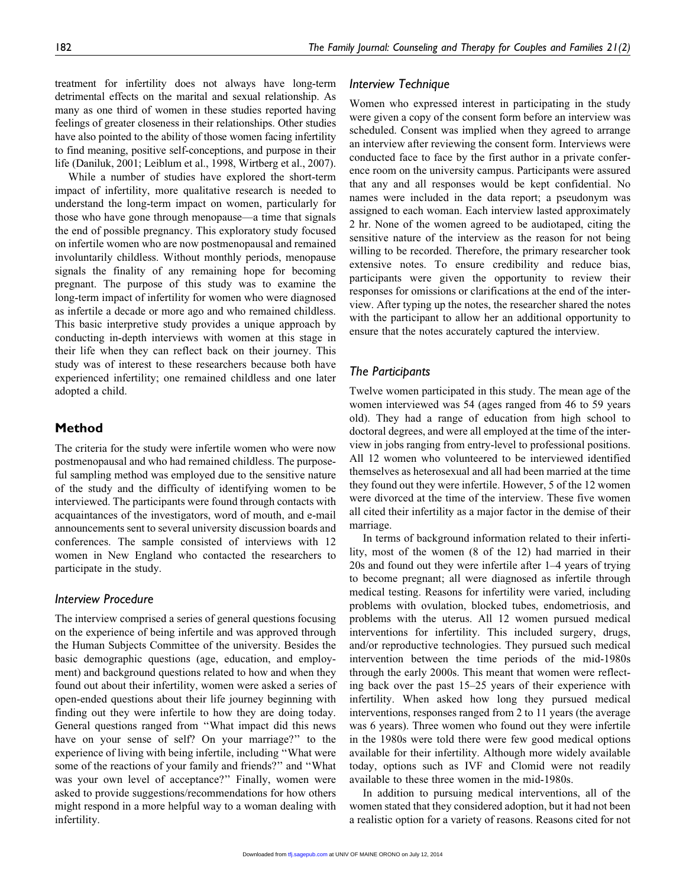treatment for infertility does not always have long-term detrimental effects on the marital and sexual relationship. As many as one third of women in these studies reported having feelings of greater closeness in their relationships. Other studies have also pointed to the ability of those women facing infertility to find meaning, positive self-conceptions, and purpose in their life (Daniluk, 2001; Leiblum et al., 1998, Wirtberg et al., 2007).

While a number of studies have explored the short-term impact of infertility, more qualitative research is needed to understand the long-term impact on women, particularly for those who have gone through menopause—a time that signals the end of possible pregnancy. This exploratory study focused on infertile women who are now postmenopausal and remained involuntarily childless. Without monthly periods, menopause signals the finality of any remaining hope for becoming pregnant. The purpose of this study was to examine the long-term impact of infertility for women who were diagnosed as infertile a decade or more ago and who remained childless. This basic interpretive study provides a unique approach by conducting in-depth interviews with women at this stage in their life when they can reflect back on their journey. This study was of interest to these researchers because both have experienced infertility; one remained childless and one later adopted a child.

## Method

The criteria for the study were infertile women who were now postmenopausal and who had remained childless. The purposeful sampling method was employed due to the sensitive nature of the study and the difficulty of identifying women to be interviewed. The participants were found through contacts with acquaintances of the investigators, word of mouth, and e-mail announcements sent to several university discussion boards and conferences. The sample consisted of interviews with 12 women in New England who contacted the researchers to participate in the study.

### *Interview Procedure*

The interview comprised a series of general questions focusing on the experience of being infertile and was approved through the Human Subjects Committee of the university. Besides the basic demographic questions (age, education, and employment) and background questions related to how and when they found out about their infertility, women were asked a series of open-ended questions about their life journey beginning with finding out they were infertile to how they are doing today. General questions ranged from ''What impact did this news have on your sense of self? On your marriage?'' to the experience of living with being infertile, including ''What were some of the reactions of your family and friends?'' and ''What was your own level of acceptance?'' Finally, women were asked to provide suggestions/recommendations for how others might respond in a more helpful way to a woman dealing with infertility.

### *Interview Technique*

Women who expressed interest in participating in the study were given a copy of the consent form before an interview was scheduled. Consent was implied when they agreed to arrange an interview after reviewing the consent form. Interviews were conducted face to face by the first author in a private conference room on the university campus. Participants were assured that any and all responses would be kept confidential. No names were included in the data report; a pseudonym was assigned to each woman. Each interview lasted approximately 2 hr. None of the women agreed to be audiotaped, citing the sensitive nature of the interview as the reason for not being willing to be recorded. Therefore, the primary researcher took extensive notes. To ensure credibility and reduce bias, participants were given the opportunity to review their responses for omissions or clarifications at the end of the interview. After typing up the notes, the researcher shared the notes with the participant to allow her an additional opportunity to ensure that the notes accurately captured the interview.

### *The Participants*

Twelve women participated in this study. The mean age of the women interviewed was 54 (ages ranged from 46 to 59 years old). They had a range of education from high school to doctoral degrees, and were all employed at the time of the interview in jobs ranging from entry-level to professional positions. All 12 women who volunteered to be interviewed identified themselves as heterosexual and all had been married at the time they found out they were infertile. However, 5 of the 12 women were divorced at the time of the interview. These five women all cited their infertility as a major factor in the demise of their marriage.

In terms of background information related to their infertility, most of the women (8 of the 12) had married in their 20s and found out they were infertile after 1–4 years of trying to become pregnant; all were diagnosed as infertile through medical testing. Reasons for infertility were varied, including problems with ovulation, blocked tubes, endometriosis, and problems with the uterus. All 12 women pursued medical interventions for infertility. This included surgery, drugs, and/or reproductive technologies. They pursued such medical intervention between the time periods of the mid-1980s through the early 2000s. This meant that women were reflecting back over the past 15–25 years of their experience with infertility. When asked how long they pursued medical interventions, responses ranged from 2 to 11 years (the average was 6 years). Three women who found out they were infertile in the 1980s were told there were few good medical options available for their infertility. Although more widely available today, options such as IVF and Clomid were not readily available to these three women in the mid-1980s.

In addition to pursuing medical interventions, all of the women stated that they considered adoption, but it had not been a realistic option for a variety of reasons. Reasons cited for not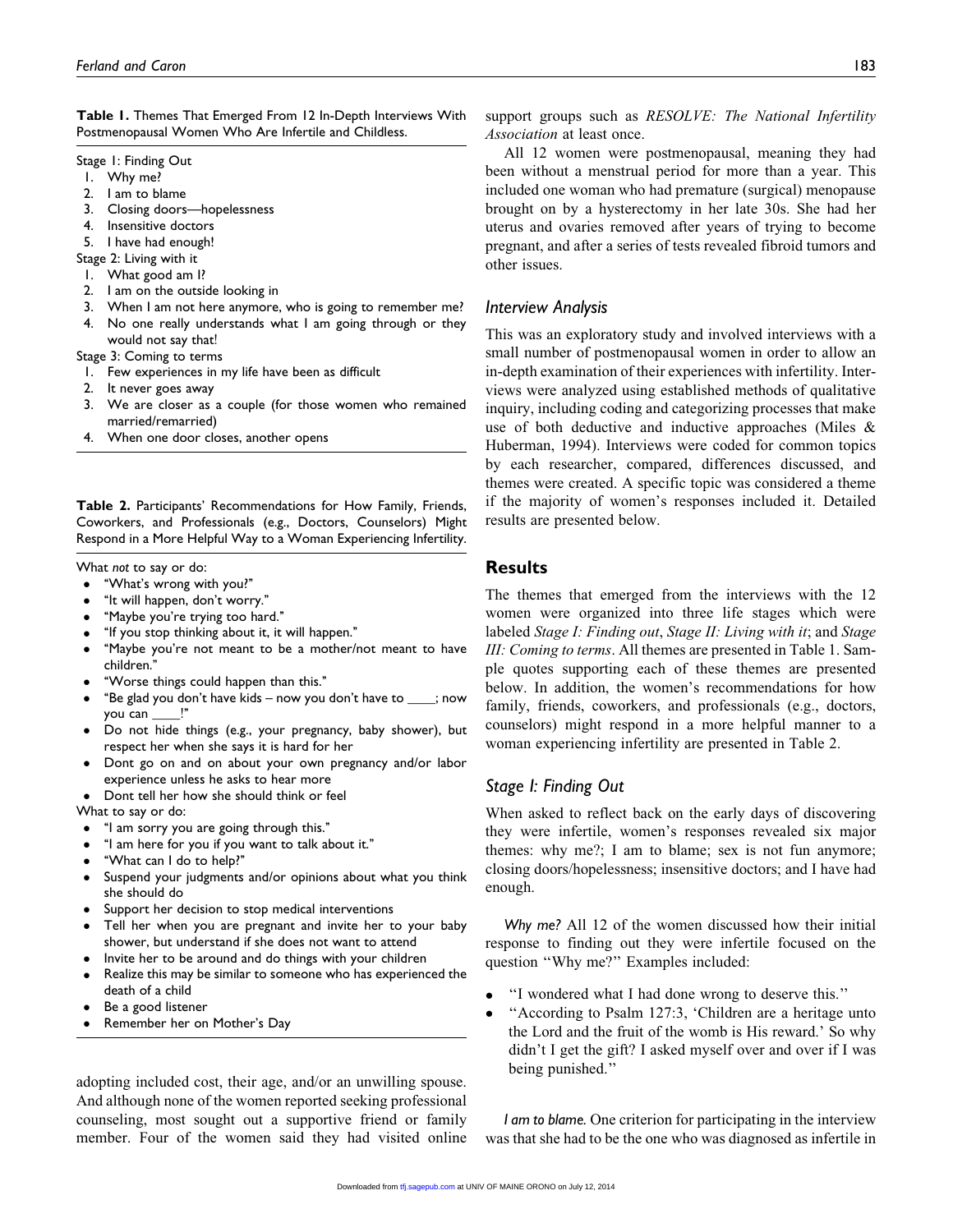**Table 1.** Themes That Emerged From 12 In-Depth Interviews With Postmenopausal Women Who Are Infertile and Childless.

Stage 1: Finding Out

1. Why me?
2. I am to blame
3. Closing doors—hopelessness
4. Insensitive doctors
5. I have had enough!

Stage 2: Living with it

1. What good am I?
2. I am on the outside looking in
3. When I am not here anymore, who is going to remember me?
4. No one really understands what I am going through or they would not say that!

Stage 3: Coming to terms

1. Few experiences in my life have been as difficult
2. It never goes away
3. We are closer as a couple (for those women who remained married/remarried)
4. When one door closes, another opens

**Table 2.** Participants' Recommendations for How Family, Friends, Coworkers, and Professionals (e.g., Doctors, Counselors) Might Respond in a More Helpful Way to a Woman Experiencing Infertility.

What *not* to say or do:

- "What's wrong with you?"
- "It will happen, don't worry."
- "Maybe you're trying too hard."
- "If you stop thinking about it, it will happen."
- "Maybe you're not meant to be a mother/not meant to have children."
- "Worse things could happen than this."
- "Be glad you don't have kids – now you don't have to ____; now you can ____!"
- Do not hide things (e.g., your pregnancy, baby shower), but respect her when she says it is hard for her
- Dont go on and on about your own pregnancy and/or labor experience unless he asks to hear more
- Dont tell her how she should think or feel

What to say or do:

- "I am sorry you are going through this."
- "I am here for you if you want to talk about it."
- "What can I do to help?"
- Suspend your judgments and/or opinions about what you think she should do
- Support her decision to stop medical interventions
- Tell her when you are pregnant and invite her to your baby shower, but understand if she does not want to attend
- Invite her to be around and do things with your children
- Realize this may be similar to someone who has experienced the death of a child
- Be a good listener
- Remember her on Mother's Day

adopting included cost, their age, and/or an unwilling spouse. And although none of the women reported seeking professional counseling, most sought out a supportive friend or family member. Four of the women said they had visited online support groups such as *RESOLVE: The National Infertility Association* at least once.

All 12 women were postmenopausal, meaning they had been without a menstrual period for more than a year. This included one woman who had premature (surgical) menopause brought on by a hysterectomy in her late 30s. She had her uterus and ovaries removed after years of trying to become pregnant, and after a series of tests revealed fibroid tumors and other issues.

### Interview Analysis

This was an exploratory study and involved interviews with a small number of postmenopausal women in order to allow an in-depth examination of their experiences with infertility. Interviews were analyzed using established methods of qualitative inquiry, including coding and categorizing processes that make use of both deductive and inductive approaches (Miles & Huberman, 1994). Interviews were coded for common topics by each researcher, compared, differences discussed, and themes were created. A specific topic was considered a theme if the majority of women's responses included it. Detailed results are presented below.

## Results

The themes that emerged from the interviews with the 12 women were organized into three life stages which were labeled *Stage I: Finding out*, *Stage II: Living with it*; and *Stage III: Coming to terms*. All themes are presented in Table 1. Sample quotes supporting each of these themes are presented below. In addition, the women's recommendations for how family, friends, coworkers, and professionals (e.g., doctors, counselors) might respond in a more helpful manner to a woman experiencing infertility are presented in Table 2.

### Stage I: Finding Out

When asked to reflect back on the early days of discovering they were infertile, women's responses revealed six major themes: why me?; I am to blame; sex is not fun anymore; closing doors/hopelessness; insensitive doctors; and I have had enough.

*Why me?* All 12 of the women discussed how their initial response to finding out they were infertile focused on the question "Why me?" Examples included:

- "I wondered what I had done wrong to deserve this."
- "According to Psalm 127:3, 'Children are a heritage unto the Lord and the fruit of the womb is His reward.' So why didn't I get the gift? I asked myself over and over if I was being punished."

*I am to blame.* One criterion for participating in the interview was that she had to be the one who was diagnosed as infertile in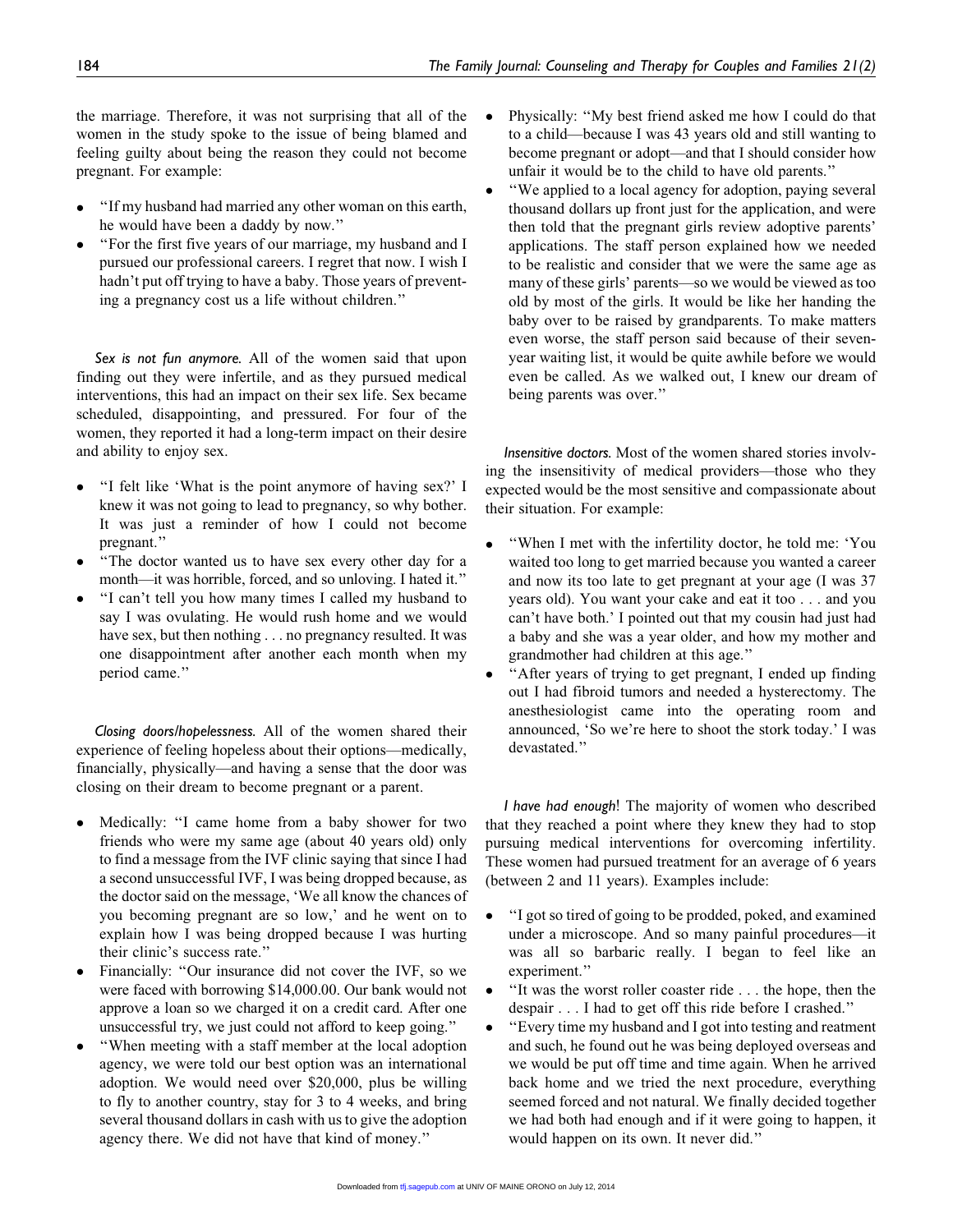the marriage. Therefore, it was not surprising that all of the women in the study spoke to the issue of being blamed and feeling guilty about being the reason they could not become pregnant. For example:

- "If my husband had married any other woman on this earth, he would have been a daddy by now."
- "For the first five years of our marriage, my husband and I pursued our professional careers. I regret that now. I wish I hadn't put off trying to have a baby. Those years of preventing a pregnancy cost us a life without children."

*Sex is not fun anymore.* All of the women said that upon finding out they were infertile, and as they pursued medical interventions, this had an impact on their sex life. Sex became scheduled, disappointing, and pressured. For four of the women, they reported it had a long-term impact on their desire and ability to enjoy sex.

- "I felt like 'What is the point anymore of having sex?' I knew it was not going to lead to pregnancy, so why bother. It was just a reminder of how I could not become pregnant."
- "The doctor wanted us to have sex every other day for a month—it was horrible, forced, and so unloving. I hated it."
- "I can't tell you how many times I called my husband to say I was ovulating. He would rush home and we would have sex, but then nothing . . . no pregnancy resulted. It was one disappointment after another each month when my period came."

*Closing doors/hopelessness.* All of the women shared their experience of feeling hopeless about their options—medically, financially, physically—and having a sense that the door was closing on their dream to become pregnant or a parent.

- Medically: "I came home from a baby shower for two friends who were my same age (about 40 years old) only to find a message from the IVF clinic saying that since I had a second unsuccessful IVF, I was being dropped because, as the doctor said on the message, 'We all know the chances of you becoming pregnant are so low,' and he went on to explain how I was being dropped because I was hurting their clinic's success rate."
- Financially: "Our insurance did not cover the IVF, so we were faced with borrowing $14,000.00. Our bank would not approve a loan so we charged it on a credit card. After one unsuccessful try, we just could not afford to keep going."
- "When meeting with a staff member at the local adoption agency, we were told our best option was an international adoption. We would need over $20,000, plus be willing to fly to another country, stay for 3 to 4 weeks, and bring several thousand dollars in cash with us to give the adoption agency there. We did not have that kind of money."
- Physically: "My best friend asked me how I could do that to a child—because I was 43 years old and still wanting to become pregnant or adopt—and that I should consider how unfair it would be to the child to have old parents."
- "We applied to a local agency for adoption, paying several thousand dollars up front just for the application, and were then told that the pregnant girls review adoptive parents' applications. The staff person explained how we needed to be realistic and consider that we were the same age as many of these girls' parents—so we would be viewed as too old by most of the girls. It would be like her handing the baby over to be raised by grandparents. To make matters even worse, the staff person said because of their seven-year waiting list, it would be quite awhile before we would even be called. As we walked out, I knew our dream of being parents was over."

*Insensitive doctors.* Most of the women shared stories involving the insensitivity of medical providers—those who they expected would be the most sensitive and compassionate about their situation. For example:

- "When I met with the infertility doctor, he told me: 'You waited too long to get married because you wanted a career and now its too late to get pregnant at your age (I was 37 years old). You want your cake and eat it too . . . and you can't have both.' I pointed out that my cousin had just had a baby and she was a year older, and how my mother and grandmother had children at this age."
- "After years of trying to get pregnant, I ended up finding out I had fibroid tumors and needed a hysterectomy. The anesthesiologist came into the operating room and announced, 'So we're here to shoot the stork today.' I was devastated."

*I have had enough*! The majority of women who described that they reached a point where they knew they had to stop pursuing medical interventions for overcoming infertility. These women had pursued treatment for an average of 6 years (between 2 and 11 years). Examples include:

- "I got so tired of going to be prodded, poked, and examined under a microscope. And so many painful procedures—it was all so barbaric really. I began to feel like an experiment."
- "It was the worst roller coaster ride . . . the hope, then the despair . . . I had to get off this ride before I crashed."
- "Every time my husband and I got into testing and reatment and such, he found out he was being deployed overseas and we would be put off time and time again. When he arrived back home and we tried the next procedure, everything seemed forced and not natural. We finally decided together we had both had enough and if it were going to happen, it would happen on its own. It never did."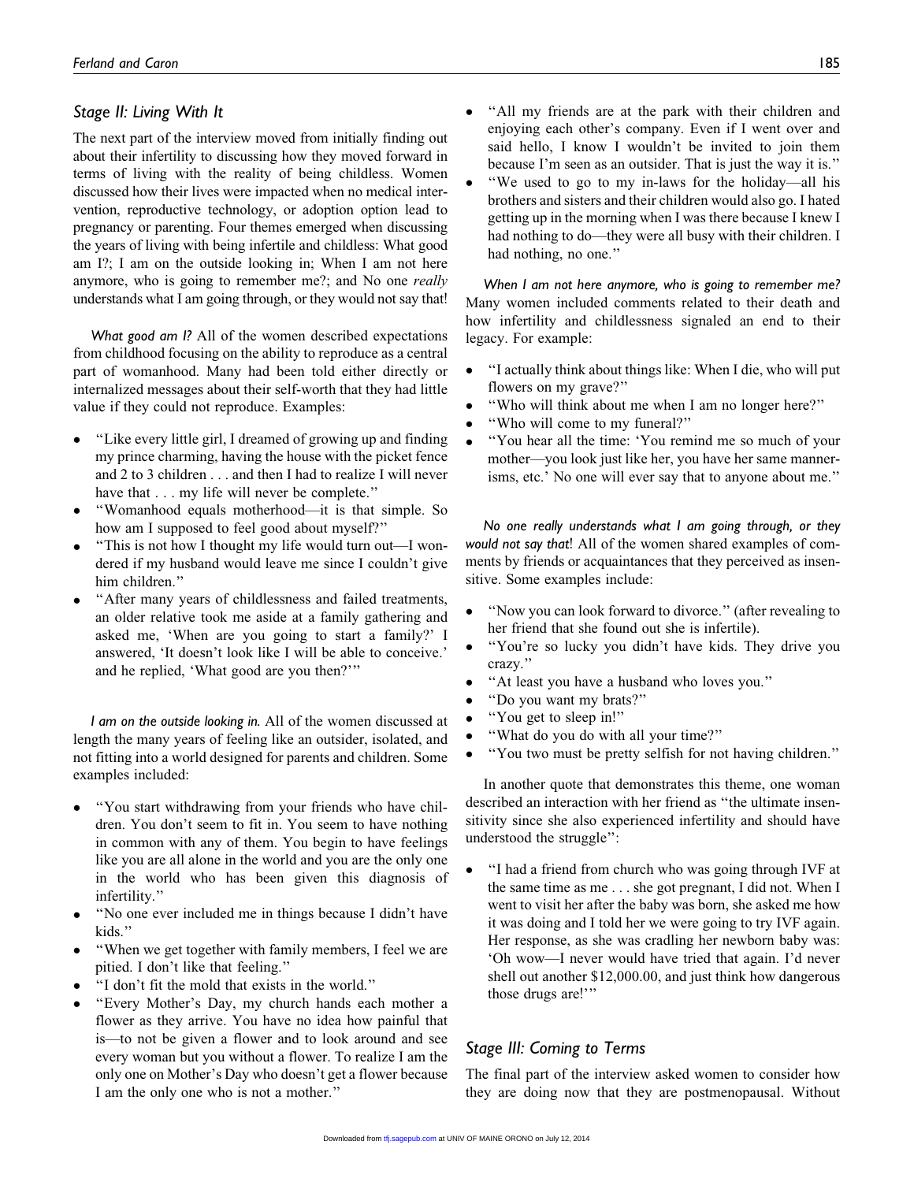### Stage II: Living With It

The next part of the interview moved from initially finding out about their infertility to discussing how they moved forward in terms of living with the reality of being childless. Women discussed how their lives were impacted when no medical intervention, reproductive technology, or adoption option lead to pregnancy or parenting. Four themes emerged when discussing the years of living with being infertile and childless: What good am I?; I am on the outside looking in; When I am not here anymore, who is going to remember me?; and No one *really* understands what I am going through, or they would not say that!

*What good am I?* All of the women described expectations from childhood focusing on the ability to reproduce as a central part of womanhood. Many had been told either directly or internalized messages about their self-worth that they had little value if they could not reproduce. Examples:

- "Like every little girl, I dreamed of growing up and finding my prince charming, having the house with the picket fence and 2 to 3 children . . . and then I had to realize I will never have that . . . my life will never be complete."
- "Womanhood equals motherhood—it is that simple. So how am I supposed to feel good about myself?"
- "This is not how I thought my life would turn out—I wondered if my husband would leave me since I couldn't give him children."
- "After many years of childlessness and failed treatments, an older relative took me aside at a family gathering and asked me, 'When are you going to start a family?' I answered, 'It doesn't look like I will be able to conceive.' and he replied, 'What good are you then?'"

*I am on the outside looking in.* All of the women discussed at length the many years of feeling like an outsider, isolated, and not fitting into a world designed for parents and children. Some examples included:

- "You start withdrawing from your friends who have children. You don't seem to fit in. You seem to have nothing in common with any of them. You begin to have feelings like you are all alone in the world and you are the only one in the world who has been given this diagnosis of infertility."
- "No one ever included me in things because I didn't have kids."
- "When we get together with family members, I feel we are pitied. I don't like that feeling."
- "I don't fit the mold that exists in the world."
- "Every Mother's Day, my church hands each mother a flower as they arrive. You have no idea how painful that is—to not be given a flower and to look around and see every woman but you without a flower. To realize I am the only one on Mother's Day who doesn't get a flower because I am the only one who is not a mother."
- "All my friends are at the park with their children and enjoying each other's company. Even if I went over and said hello, I know I wouldn't be invited to join them because I'm seen as an outsider. That is just the way it is."
- "We used to go to my in-laws for the holiday—all his brothers and sisters and their children would also go. I hated getting up in the morning when I was there because I knew I had nothing to do—they were all busy with their children. I had nothing, no one."

*When I am not here anymore, who is going to remember me?* Many women included comments related to their death and how infertility and childlessness signaled an end to their legacy. For example:

- "I actually think about things like: When I die, who will put flowers on my grave?"
- "Who will think about me when I am no longer here?"
- "Who will come to my funeral?"
- "You hear all the time: 'You remind me so much of your mother—you look just like her, you have her same mannerisms, etc.' No one will ever say that to anyone about me."

*No one really understands what I am going through, or they would not say that!* All of the women shared examples of comments by friends or acquaintances that they perceived as insensitive. Some examples include:

- "Now you can look forward to divorce." (after revealing to her friend that she found out she is infertile).
- "You're so lucky you didn't have kids. They drive you crazy."
- "At least you have a husband who loves you."
- "Do you want my brats?"
- "You get to sleep in!"
- "What do you do with all your time?"
- "You two must be pretty selfish for not having children."

In another quote that demonstrates this theme, one woman described an interaction with her friend as "the ultimate insensitivity since she also experienced infertility and should have understood the struggle":

- "I had a friend from church who was going through IVF at the same time as me . . . she got pregnant, I did not. When I went to visit her after the baby was born, she asked me how it was doing and I told her we were going to try IVF again. Her response, as she was cradling her newborn baby was: 'Oh wow—I never would have tried that again. I'd never shell out another $12,000.00, and just think how dangerous those drugs are!'"

### Stage III: Coming to Terms

The final part of the interview asked women to consider how they are doing now that they are postmenopausal. Without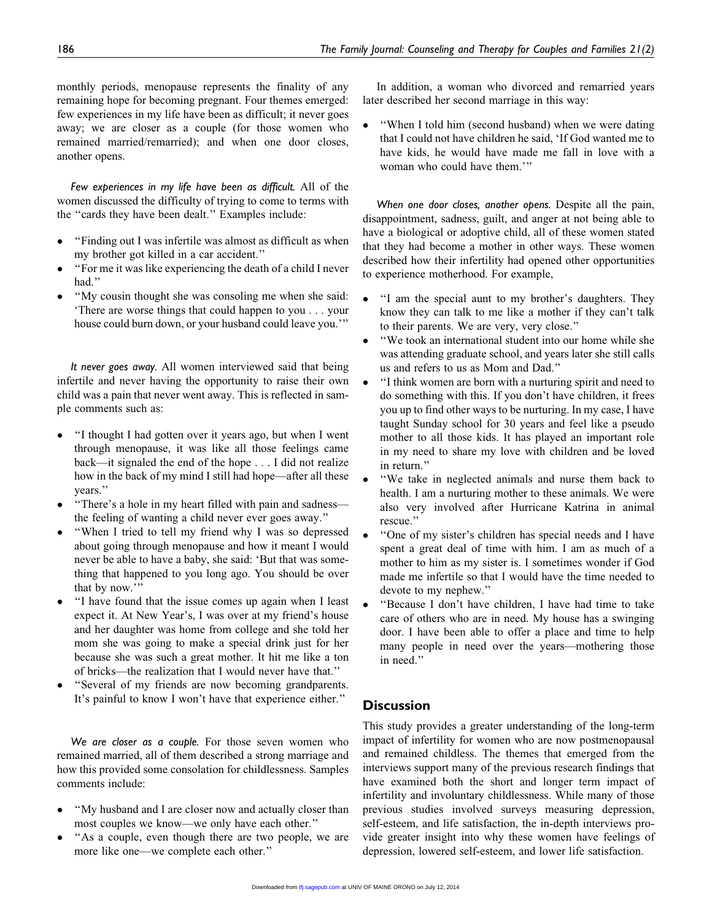monthly periods, menopause represents the finality of any remaining hope for becoming pregnant. Four themes emerged: few experiences in my life have been as difficult; it never goes away; we are closer as a couple (for those women who remained married/remarried); and when one door closes, another opens.

*Few experiences in my life have been as difficult.* All of the women discussed the difficulty of trying to come to terms with the "cards they have been dealt." Examples include:

- "Finding out I was infertile was almost as difficult as when my brother got killed in a car accident."
- "For me it was like experiencing the death of a child I never had."
- "My cousin thought she was consoling me when she said: 'There are worse things that could happen to you . . . your house could burn down, or your husband could leave you.'"

*It never goes away.* All women interviewed said that being infertile and never having the opportunity to raise their own child was a pain that never went away. This is reflected in sample comments such as:

- "I thought I had gotten over it years ago, but when I went through menopause, it was like all those feelings came back—it signaled the end of the hope . . . I did not realize how in the back of my mind I still had hope—after all these years."
- "There's a hole in my heart filled with pain and sadness—the feeling of wanting a child never ever goes away."
- "When I tried to tell my friend why I was so depressed about going through menopause and how it meant I would never be able to have a baby, she said: 'But that was something that happened to you long ago. You should be over that by now.'"
- "I have found that the issue comes up again when I least expect it. At New Year's, I was over at my friend's house and her daughter was home from college and she told her mom she was going to make a special drink just for her because she was such a great mother. It hit me like a ton of bricks—the realization that I would never have that."
- "Several of my friends are now becoming grandparents. It's painful to know I won't have that experience either."

*We are closer as a couple.* For those seven women who remained married, all of them described a strong marriage and how this provided some consolation for childlessness. Samples comments include:

- "My husband and I are closer now and actually closer than most couples we know—we only have each other."
- "As a couple, even though there are two people, we are more like one—we complete each other."

In addition, a woman who divorced and remarried years later described her second marriage in this way:

- "When I told him (second husband) when we were dating that I could not have children he said, 'If God wanted me to have kids, he would have made me fall in love with a woman who could have them.'"

*When one door closes, another opens.* Despite all the pain, disappointment, sadness, guilt, and anger at not being able to have a biological or adoptive child, all of these women stated that they had become a mother in other ways. These women described how their infertility had opened other opportunities to experience motherhood. For example,

- "I am the special aunt to my brother's daughters. They know they can talk to me like a mother if they can't talk to their parents. We are very, very close."
- "We took an international student into our home while she was attending graduate school, and years later she still calls us and refers to us as Mom and Dad."
- "I think women are born with a nurturing spirit and need to do something with this. If you don't have children, it frees you up to find other ways to be nurturing. In my case, I have taught Sunday school for 30 years and feel like a pseudo mother to all those kids. It has played an important role in my need to share my love with children and be loved in return."
- "We take in neglected animals and nurse them back to health. I am a nurturing mother to these animals. We were also very involved after Hurricane Katrina in animal rescue."
- "One of my sister's children has special needs and I have spent a great deal of time with him. I am as much of a mother to him as my sister is. I sometimes wonder if God made me infertile so that I would have the time needed to devote to my nephew."
- "Because I don't have children, I have had time to take care of others who are in need. My house has a swinging door. I have been able to offer a place and time to help many people in need over the years—mothering those in need."

## Discussion

This study provides a greater understanding of the long-term impact of infertility for women who are now postmenopausal and remained childless. The themes that emerged from the interviews support many of the previous research findings that have examined both the short and longer term impact of infertility and involuntary childlessness. While many of those previous studies involved surveys measuring depression, self-esteem, and life satisfaction, the in-depth interviews provide greater insight into why these women have feelings of depression, lowered self-esteem, and lower life satisfaction.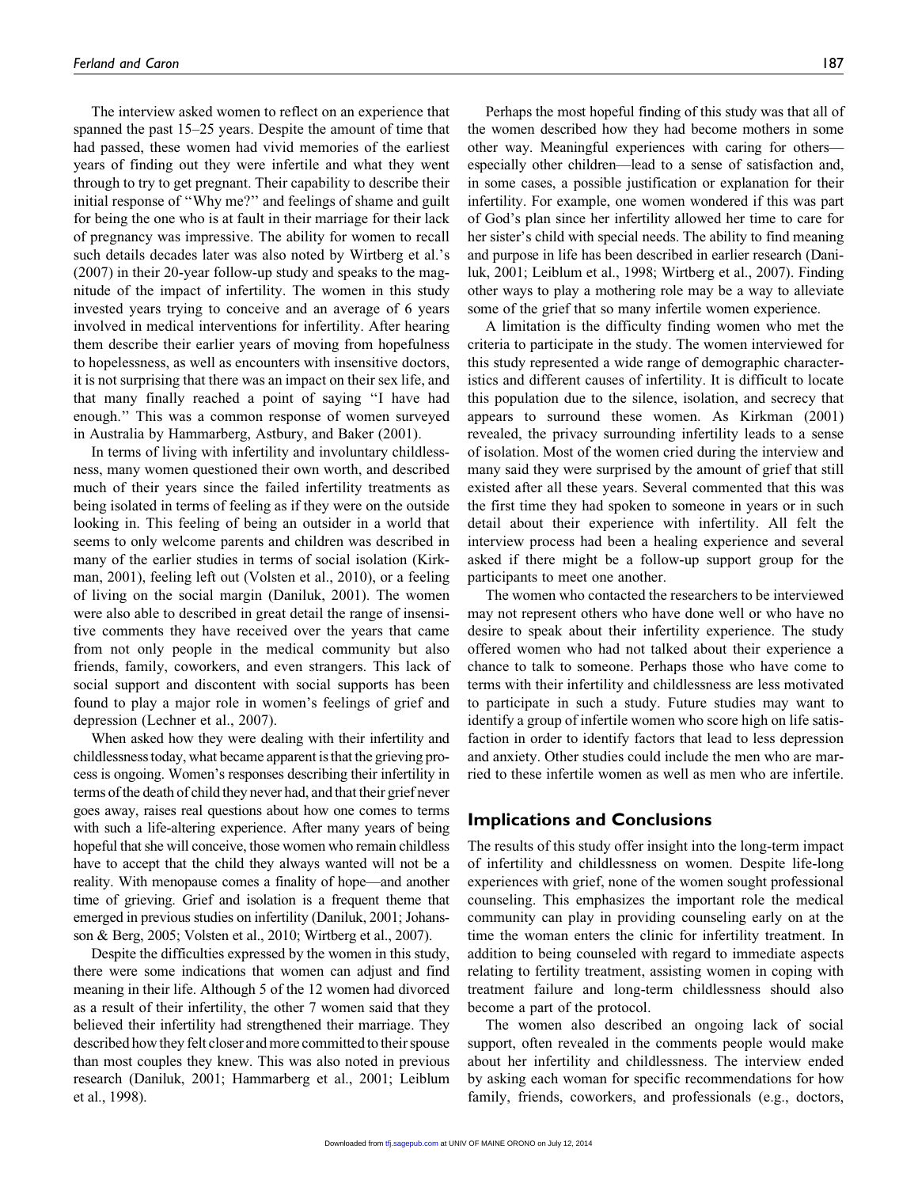The interview asked women to reflect on an experience that spanned the past 15–25 years. Despite the amount of time that had passed, these women had vivid memories of the earliest years of finding out they were infertile and what they went through to try to get pregnant. Their capability to describe their initial response of ''Why me?'' and feelings of shame and guilt for being the one who is at fault in their marriage for their lack of pregnancy was impressive. The ability for women to recall such details decades later was also noted by Wirtberg et al.'s (2007) in their 20-year follow-up study and speaks to the magnitude of the impact of infertility. The women in this study invested years trying to conceive and an average of 6 years involved in medical interventions for infertility. After hearing them describe their earlier years of moving from hopefulness to hopelessness, as well as encounters with insensitive doctors, it is not surprising that there was an impact on their sex life, and that many finally reached a point of saying ''I have had enough.'' This was a common response of women surveyed in Australia by Hammarberg, Astbury, and Baker (2001).

In terms of living with infertility and involuntary childlessness, many women questioned their own worth, and described much of their years since the failed infertility treatments as being isolated in terms of feeling as if they were on the outside looking in. This feeling of being an outsider in a world that seems to only welcome parents and children was described in many of the earlier studies in terms of social isolation (Kirkman, 2001), feeling left out (Volsten et al., 2010), or a feeling of living on the social margin (Daniluk, 2001). The women were also able to described in great detail the range of insensitive comments they have received over the years that came from not only people in the medical community but also friends, family, coworkers, and even strangers. This lack of social support and discontent with social supports has been found to play a major role in women's feelings of grief and depression (Lechner et al., 2007).

When asked how they were dealing with their infertility and childlessness today, what became apparent is that the grieving process is ongoing. Women's responses describing their infertility in terms of the death of child they never had, and that their grief never goes away, raises real questions about how one comes to terms with such a life-altering experience. After many years of being hopeful that she will conceive, those women who remain childless have to accept that the child they always wanted will not be a reality. With menopause comes a finality of hope—and another time of grieving. Grief and isolation is a frequent theme that emerged in previous studies on infertility (Daniluk, 2001; Johansson & Berg, 2005; Volsten et al., 2010; Wirtberg et al., 2007).

Despite the difficulties expressed by the women in this study, there were some indications that women can adjust and find meaning in their life. Although 5 of the 12 women had divorced as a result of their infertility, the other 7 women said that they believed their infertility had strengthened their marriage. They described how they felt closer and more committed to their spouse than most couples they knew. This was also noted in previous research (Daniluk, 2001; Hammarberg et al., 2001; Leiblum et al., 1998).

Perhaps the most hopeful finding of this study was that all of the women described how they had become mothers in some other way. Meaningful experiences with caring for others—especially other children—lead to a sense of satisfaction and, in some cases, a possible justification or explanation for their infertility. For example, one women wondered if this was part of God's plan since her infertility allowed her time to care for her sister's child with special needs. The ability to find meaning and purpose in life has been described in earlier research (Daniluk, 2001; Leiblum et al., 1998; Wirtberg et al., 2007). Finding other ways to play a mothering role may be a way to alleviate some of the grief that so many infertile women experience.

A limitation is the difficulty finding women who met the criteria to participate in the study. The women interviewed for this study represented a wide range of demographic characteristics and different causes of infertility. It is difficult to locate this population due to the silence, isolation, and secrecy that appears to surround these women. As Kirkman (2001) revealed, the privacy surrounding infertility leads to a sense of isolation. Most of the women cried during the interview and many said they were surprised by the amount of grief that still existed after all these years. Several commented that this was the first time they had spoken to someone in years or in such detail about their experience with infertility. All felt the interview process had been a healing experience and several asked if there might be a follow-up support group for the participants to meet one another.

The women who contacted the researchers to be interviewed may not represent others who have done well or who have no desire to speak about their infertility experience. The study offered women who had not talked about their experience a chance to talk to someone. Perhaps those who have come to terms with their infertility and childlessness are less motivated to participate in such a study. Future studies may want to identify a group of infertile women who score high on life satisfaction in order to identify factors that lead to less depression and anxiety. Other studies could include the men who are married to these infertile women as well as men who are infertile.

## Implications and Conclusions

The results of this study offer insight into the long-term impact of infertility and childlessness on women. Despite life-long experiences with grief, none of the women sought professional counseling. This emphasizes the important role the medical community can play in providing counseling early on at the time the woman enters the clinic for infertility treatment. In addition to being counseled with regard to immediate aspects relating to fertility treatment, assisting women in coping with treatment failure and long-term childlessness should also become a part of the protocol.

The women also described an ongoing lack of social support, often revealed in the comments people would make about her infertility and childlessness. The interview ended by asking each woman for specific recommendations for how family, friends, coworkers, and professionals (e.g., doctors,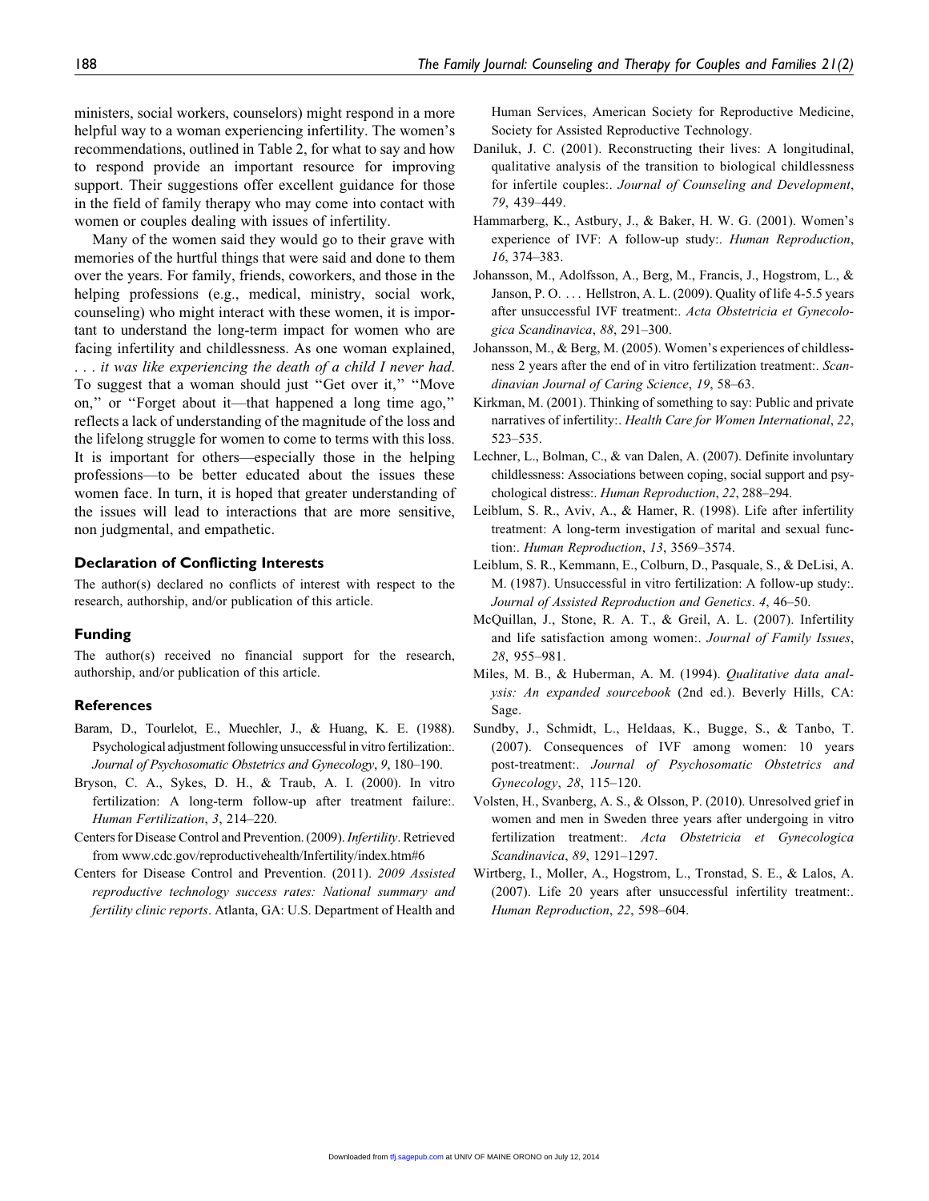ministers, social workers, counselors) might respond in a more helpful way to a woman experiencing infertility. The women's recommendations, outlined in Table 2, for what to say and how to respond provide an important resource for improving support. Their suggestions offer excellent guidance for those in the field of family therapy who may come into contact with women or couples dealing with issues of infertility.

Many of the women said they would go to their grave with memories of the hurtful things that were said and done to them over the years. For family, friends, coworkers, and those in the helping professions (e.g., medical, ministry, social work, counseling) who might interact with these women, it is important to understand the long-term impact for women who are facing infertility and childlessness. As one woman explained, . . . *it was like experiencing the death of a child I never had*. To suggest that a woman should just "Get over it," "Move on," or "Forget about it—that happened a long time ago," reflects a lack of understanding of the magnitude of the loss and the lifelong struggle for women to come to terms with this loss. It is important for others—especially those in the helping professions—to be better educated about the issues these women face. In turn, it is hoped that greater understanding of the issues will lead to interactions that are more sensitive, non judgmental, and empathetic.

## Declaration of Conflicting Interests

The author(s) declared no conflicts of interest with respect to the research, authorship, and/or publication of this article.

## Funding

The author(s) received no financial support for the research, authorship, and/or publication of this article.

## References

Baram, D., Tourlelot, E., Muechler, J., & Huang, K. E. (1988). Psychological adjustment following unsuccessful in vitro fertilization:. *Journal of Psychosomatic Obstetrics and Gynecology*, *9*, 180–190.

Bryson, C. A., Sykes, D. H., & Traub, A. I. (2000). In vitro fertilization: A long-term follow-up after treatment failure:. *Human Fertilization*, *3*, 214–220.

Centers for Disease Control and Prevention. (2009). *Infertility*. Retrieved from www.cdc.gov/reproductivehealth/Infertility/index.htm#6

Centers for Disease Control and Prevention. (2011). *2009 Assisted reproductive technology success rates: National summary and fertility clinic reports*. Atlanta, GA: U.S. Department of Health and Human Services, American Society for Reproductive Medicine, Society for Assisted Reproductive Technology.

Daniluk, J. C. (2001). Reconstructing their lives: A longitudinal, qualitative analysis of the transition to biological childlessness for infertile couples:. *Journal of Counseling and Development*, *79*, 439–449.

Hammarberg, K., Astbury, J., & Baker, H. W. G. (2001). Women's experience of IVF: A follow-up study:. *Human Reproduction*, *16*, 374–383.

Johansson, M., Adolfsson, A., Berg, M., Francis, J., Hogstrom, L., & Janson, P. O. . . . Hellstron, A. L. (2009). Quality of life 4-5.5 years after unsuccessful IVF treatment:. *Acta Obstetricia et Gynecologica Scandinavica*, *88*, 291–300.

Johansson, M., & Berg, M. (2005). Women's experiences of childlessness 2 years after the end of in vitro fertilization treatment:. *Scandinavian Journal of Caring Science*, *19*, 58–63.

Kirkman, M. (2001). Thinking of something to say: Public and private narratives of infertility:. *Health Care for Women International*, *22*, 523–535.

Lechner, L., Bolman, C., & van Dalen, A. (2007). Definite involuntary childlessness: Associations between coping, social support and psychological distress:. *Human Reproduction*, *22*, 288–294.

Leiblum, S. R., Aviv, A., & Hamer, R. (1998). Life after infertility treatment: A long-term investigation of marital and sexual function:. *Human Reproduction*, *13*, 3569–3574.

Leiblum, S. R., Kemmann, E., Colburn, D., Pasquale, S., & DeLisi, A. M. (1987). Unsuccessful in vitro fertilization: A follow-up study:. *Journal of Assisted Reproduction and Genetics*. *4*, 46–50.

McQuillan, J., Stone, R. A. T., & Greil, A. L. (2007). Infertility and life satisfaction among women:. *Journal of Family Issues*, *28*, 955–981.

Miles, M. B., & Huberman, A. M. (1994). *Qualitative data analysis: An expanded sourcebook* (2nd ed.). Beverly Hills, CA: Sage.

Sundby, J., Schmidt, L., Heldaas, K., Bugge, S., & Tanbo, T. (2007). Consequences of IVF among women: 10 years post-treatment:. *Journal of Psychosomatic Obstetrics and Gynecology*, *28*, 115–120.

Volsten, H., Svanberg, A. S., & Olsson, P. (2010). Unresolved grief in women and men in Sweden three years after undergoing in vitro fertilization treatment:. *Acta Obstetricia et Gynecologica Scandinavica*, *89*, 1291–1297.

Wirtberg, I., Moller, A., Hogstrom, L., Tronstad, S. E., & Lalos, A. (2007). Life 20 years after unsuccessful infertility treatment:. *Human Reproduction*, *22*, 598–604.